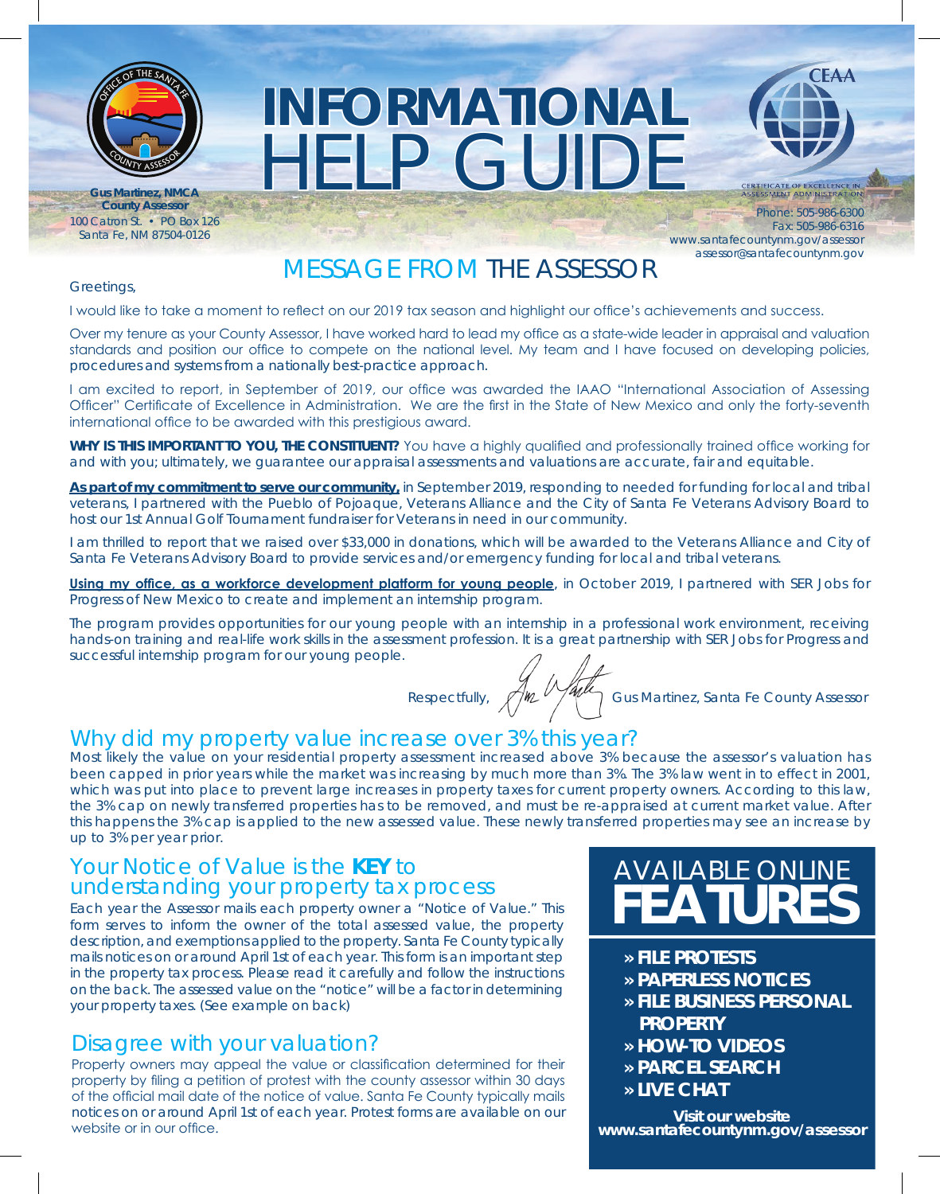# INFORMATIONAL HELP GUIDE

**Gus Martinez, NMCA**
**County Assessor**
100 Catron St. • PO Box 126
Santa Fe, NM 87504-0126

CERTIFICATE OF EXCELLENCE IN ASSESSMENT ADMINISTRATION

Phone: 505-986-6300
Fax: 505-986-6316
www.santafecountynm.gov/assessor
assessor@santafecountynm.gov

## MESSAGE FROM THE ASSESSOR

Greetings,

I would like to take a moment to reflect on our 2019 tax season and highlight our office's achievements and success.

Over my tenure as your County Assessor, I have worked hard to lead my office as a state-wide leader in appraisal and valuation standards and position our office to compete on the national level. My team and I have focused on developing policies, procedures and systems from a nationally best-practice approach.

I am excited to report, in September of 2019, our office was awarded the IAAO "International Association of Assessing Officer" Certificate of Excellence in Administration. We are the first in the State of New Mexico and only the forty-seventh international office to be awarded with this prestigious award.

**WHY IS THIS IMPORTANT TO YOU, THE CONSTITUENT?** You have a highly qualified and professionally trained office working for and with you; ultimately, we guarantee our appraisal assessments and valuations are accurate, fair and equitable.

**As part of my commitment to serve our community,** in September 2019, responding to needed for funding for local and tribal veterans, I partnered with the Pueblo of Pojoaque, Veterans Alliance and the City of Santa Fe Veterans Advisory Board to host our 1st Annual Golf Tournament fundraiser for Veterans in need in our community.

I am thrilled to report that we raised over $33,000 in donations, which will be awarded to the Veterans Alliance and City of Santa Fe Veterans Advisory Board to provide services and/or emergency funding for local and tribal veterans.

**Using my office, as a workforce development platform for young people**, in October 2019, I partnered with SER Jobs for Progress of New Mexico to create and implement an internship program.

The program provides opportunities for our young people with an internship in a professional work environment, receiving hands-on training and real-life work skills in the assessment profession. It is a great partnership with SER Jobs for Progress and successful internship program for our young people.

Respectfully, Gus Martinez, Santa Fe County Assessor

## Why did my property value increase over 3% this year?

Most likely the value on your residential property assessment increased above 3% because the assessor's valuation has been capped in prior years while the market was increasing by much more than 3%. The 3% law went in to effect in 2001, which was put into place to prevent large increases in property taxes for current property owners. According to this law, the 3% cap on newly transferred properties has to be removed, and must be re-appraised at current market value. After this happens the 3% cap is applied to the new assessed value. These newly transferred properties may see an increase by up to 3% per year prior.

## Your Notice of Value is the **KEY** to understanding your property tax process

Each year the Assessor mails each property owner a "Notice of Value." This form serves to inform the owner of the total assessed value, the property description, and exemptions applied to the property. Santa Fe County typically mails notices on or around April 1st of each year. This form is an important step in the property tax process. Please read it carefully and follow the instructions on the back. The assessed value on the "notice" will be a factor in determining your property taxes. (See example on back)

## Disagree with your valuation?

Property owners may appeal the value or classification determined for their property by filing a petition of protest with the county assessor within 30 days of the official mail date of the notice of value. Santa Fe County typically mails notices on or around April 1st of each year. Protest forms are available on our website or in our office.

## AVAILABLE ONLINE FEATURES

- » **FILE PROTESTS**
- » **PAPERLESS NOTICES**
- » **FILE BUSINESS PERSONAL PROPERTY**
- » **HOW-TO VIDEOS**
- » **PARCEL SEARCH**
- » **LIVE CHAT**

**Visit our website**
**www.santafecountynm.gov/assessor**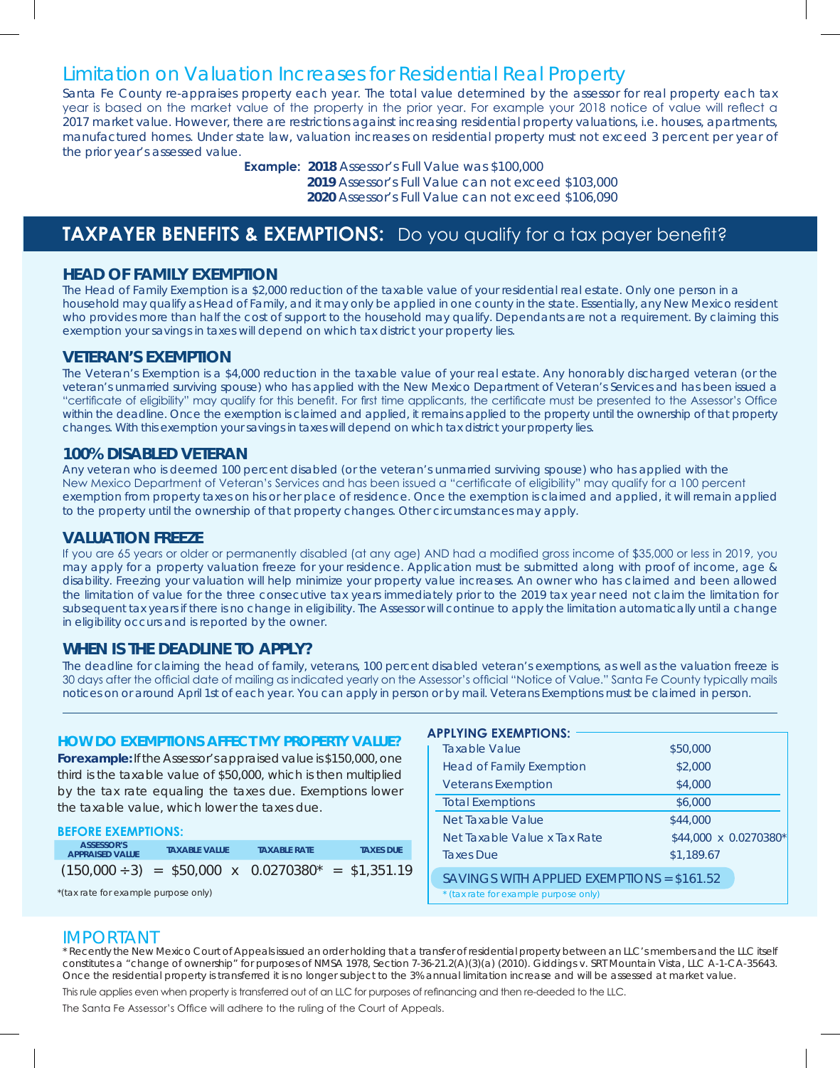## Limitation on Valuation Increases for Residential Real Property

Santa Fe County re-appraises property each year. The total value determined by the assessor for real property each tax year is based on the market value of the property in the prior year. For example your 2018 notice of value will reflect a 2017 market value. However, there are restrictions against increasing residential property valuations, i.e. houses, apartments, manufactured homes. Under state law, valuation increases on residential property must not exceed 3 percent per year of the prior year's assessed value.

**Example:** **2018** Assessor's Full Value was $100,000
**2019** Assessor's Full Value can not exceed $103,000
**2020** Assessor's Full Value can not exceed $106,090

## TAXPAYER BENEFITS & EXEMPTIONS: Do you qualify for a tax payer benefit?

### HEAD OF FAMILY EXEMPTION

The Head of Family Exemption is a $2,000 reduction of the taxable value of your residential real estate. Only one person in a household may qualify as Head of Family, and it may only be applied in one county in the state. Essentially, any New Mexico resident who provides more than half the cost of support to the household may qualify. Dependants are not a requirement. By claiming this exemption your savings in taxes will depend on which tax district your property lies.

### VETERAN'S EXEMPTION

The Veteran's Exemption is a $4,000 reduction in the taxable value of your real estate. Any honorably discharged veteran (or the veteran's unmarried surviving spouse) who has applied with the New Mexico Department of Veteran's Services and has been issued a "certificate of eligibility" may qualify for this benefit. For first time applicants, the certificate must be presented to the Assessor's Office within the deadline. Once the exemption is claimed and applied, it remains applied to the property until the ownership of that property changes. With this exemption your savings in taxes will depend on which tax district your property lies.

### 100% DISABLED VETERAN

Any veteran who is deemed 100 percent disabled (or the veteran's unmarried surviving spouse) who has applied with the New Mexico Department of Veteran's Services and has been issued a "certificate of eligibility" may qualify for a 100 percent exemption from property taxes on his or her place of residence. Once the exemption is claimed and applied, it will remain applied to the property until the ownership of that property changes. Other circumstances may apply.

### VALUATION FREEZE

If you are 65 years or older or permanently disabled (at any age) AND had a modified gross income of $35,000 or less in 2019, you may apply for a property valuation freeze for your residence. Application must be submitted along with proof of income, age & disability. Freezing your valuation will help minimize your property value increases. An owner who has claimed and been allowed the limitation of value for the three consecutive tax years immediately prior to the 2019 tax year need not claim the limitation for subsequent tax years if there is no change in eligibility. The Assessor will continue to apply the limitation automatically until a change in eligibility occurs and is reported by the owner.

### WHEN IS THE DEADLINE TO APPLY?

The deadline for claiming the head of family, veterans, 100 percent disabled veteran's exemptions, as well as the valuation freeze is 30 days after the official date of mailing as indicated yearly on the Assessor's official "Notice of Value." Santa Fe County typically mails notices on or around April 1st of each year. You can apply in person or by mail. Veterans Exemptions must be claimed in person.

### HOW DO EXEMPTIONS AFFECT MY PROPERTY VALUE?

**For example:** If the Assessor's appraised value is $150,000, one third is the taxable value of $50,000, which is then multiplied by the tax rate equaling the taxes due. Exemptions lower the taxable value, which lower the taxes due.

**BEFORE EXEMPTIONS:**

| ASSESSOR'S APPRAISED VALUE | | TAXABLE VALUE | | TAXABLE RATE | | TAXES DUE |
|---|---|---|---|---|---|---|
| (150,000 ÷ 3) | = | $50,000 | x | 0.0270380* | = | $1,351.19 |

*(tax rate for example purpose only)

**APPLYING EXEMPTIONS:**

| | |
|---|---|
| Taxable Value | $50,000 |
| Head of Family Exemption | $2,000 |
| Veterans Exemption | $4,000 |
| Total Exemptions | $6,000 |
| Net Taxable Value | $44,000 |
| Net Taxable Value x Tax Rate | $44,000 x 0.0270380* |
| Taxes Due | $1,189.67 |

SAVINGS WITH APPLIED EXEMPTIONS = $161.52

* (tax rate for example purpose only)

## IMPORTANT

* Recently the New Mexico Court of Appeals issued an order holding that a transfer of residential property between an LLC's members and the LLC itself constitutes a "change of ownership" for purposes of NMSA 1978, Section 7-36-21.2(A)(3)(a) (2010). Giddings v. SRT Mountain Vista, LLC A-1-CA-35643. Once the residential property is transferred it is no longer subject to the 3% annual limitation increase and will be assessed at market value.

This rule applies even when property is transferred out of an LLC for purposes of refinancing and then re-deeded to the LLC.

The Santa Fe Assessor's Office will adhere to the ruling of the Court of Appeals.